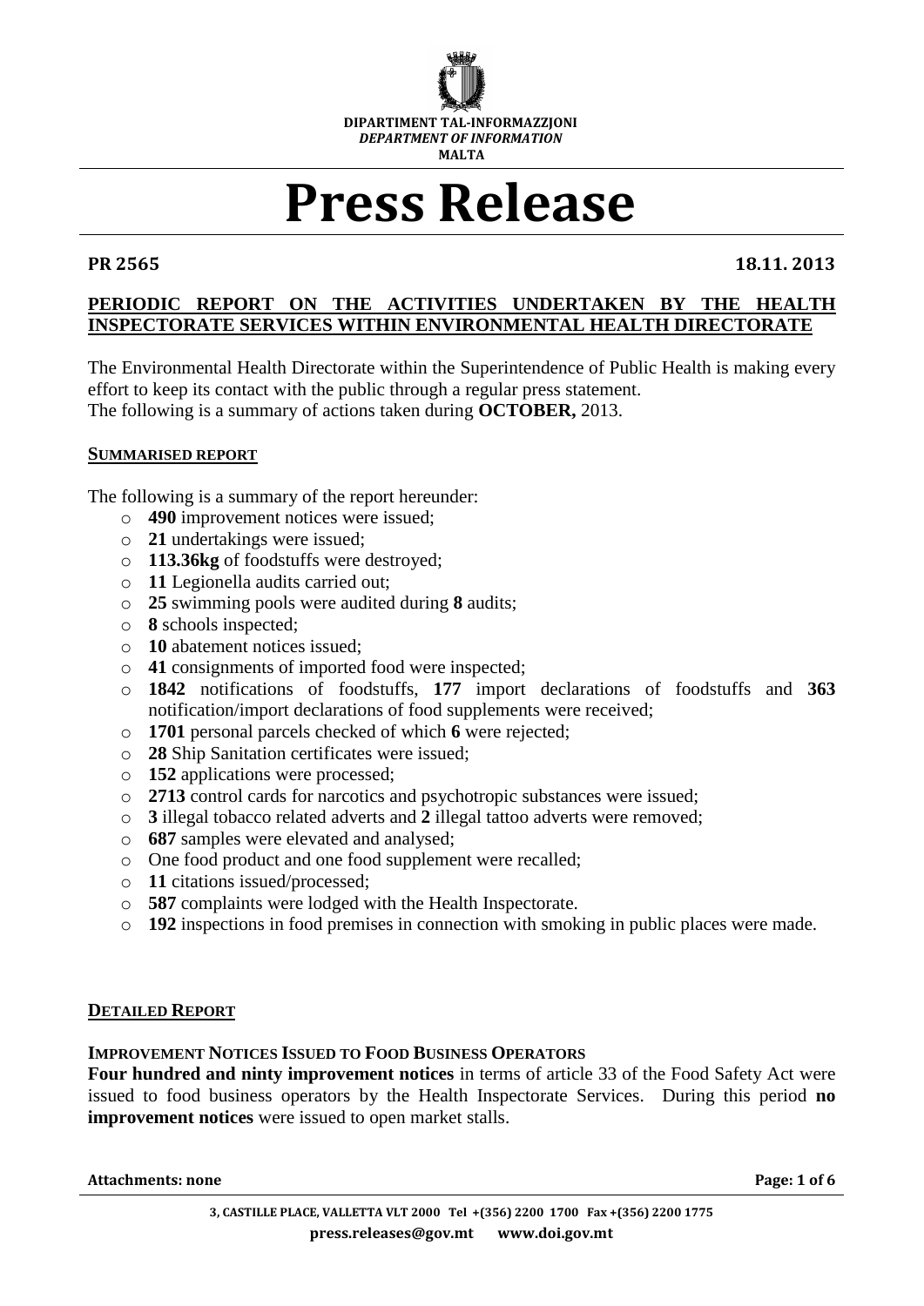DIPARTIMENT TAL-INFORMAZZJONI
*DEPARTMENT OF INFORMATION*
MALTA

# Press Release

**PR 2565** **18.11. 2013**

## PERIODIC REPORT ON THE ACTIVITIES UNDERTAKEN BY THE HEALTH INSPECTORATE SERVICES WITHIN ENVIRONMENTAL HEALTH DIRECTORATE

The Environmental Health Directorate within the Superintendence of Public Health is making every effort to keep its contact with the public through a regular press statement.
The following is a summary of actions taken during **OCTOBER,** 2013.

### SUMMARISED REPORT

The following is a summary of the report hereunder:

- **490** improvement notices were issued;
- **21** undertakings were issued;
- **113.36kg** of foodstuffs were destroyed;
- **11** Legionella audits carried out;
- **25** swimming pools were audited during **8** audits;
- **8** schools inspected;
- **10** abatement notices issued;
- **41** consignments of imported food were inspected;
- **1842** notifications of foodstuffs, **177** import declarations of foodstuffs and **363** notification/import declarations of food supplements were received;
- **1701** personal parcels checked of which **6** were rejected;
- **28** Ship Sanitation certificates were issued;
- **152** applications were processed;
- **2713** control cards for narcotics and psychotropic substances were issued;
- **3** illegal tobacco related adverts and **2** illegal tattoo adverts were removed;
- **687** samples were elevated and analysed;
- One food product and one food supplement were recalled;
- **11** citations issued/processed;
- **587** complaints were lodged with the Health Inspectorate.
- **192** inspections in food premises in connection with smoking in public places were made.

### DETAILED REPORT

#### IMPROVEMENT NOTICES ISSUED TO FOOD BUSINESS OPERATORS

**Four hundred and ninty improvement notices** in terms of article 33 of the Food Safety Act were issued to food business operators by the Health Inspectorate Services. During this period **no improvement notices** were issued to open market stalls.

**Attachments: none**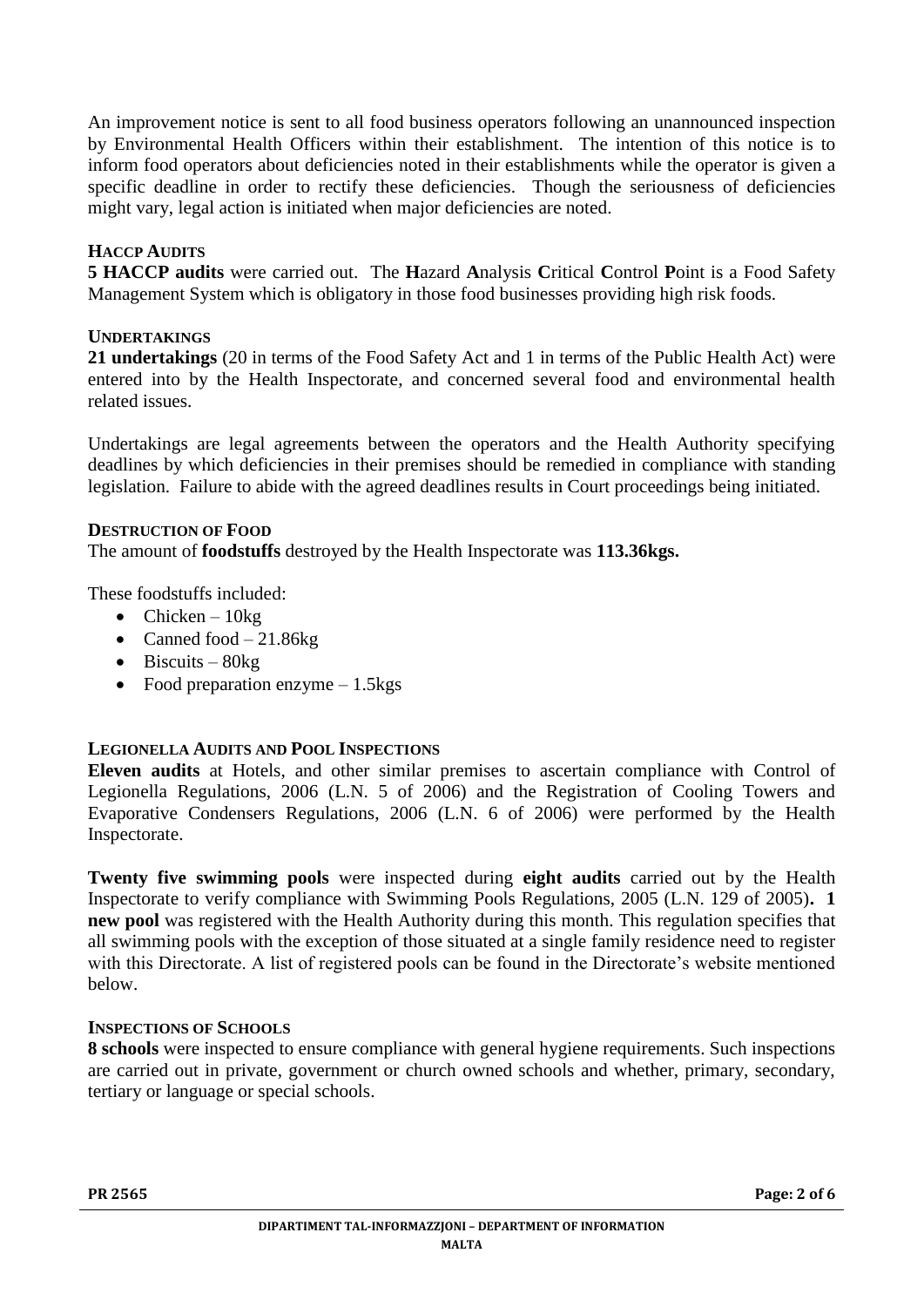An improvement notice is sent to all food business operators following an unannounced inspection by Environmental Health Officers within their establishment. The intention of this notice is to inform food operators about deficiencies noted in their establishments while the operator is given a specific deadline in order to rectify these deficiencies. Though the seriousness of deficiencies might vary, legal action is initiated when major deficiencies are noted.

### HACCP AUDITS

**5 HACCP audits** were carried out. The **H**azard **A**nalysis **C**ritical **C**ontrol **P**oint is a Food Safety Management System which is obligatory in those food businesses providing high risk foods.

### UNDERTAKINGS

**21 undertakings** (20 in terms of the Food Safety Act and 1 in terms of the Public Health Act) were entered into by the Health Inspectorate, and concerned several food and environmental health related issues.

Undertakings are legal agreements between the operators and the Health Authority specifying deadlines by which deficiencies in their premises should be remedied in compliance with standing legislation. Failure to abide with the agreed deadlines results in Court proceedings being initiated.

### DESTRUCTION OF FOOD

The amount of **foodstuffs** destroyed by the Health Inspectorate was **113.36kgs.**

These foodstuffs included:

- Chicken – 10kg
- Canned food – 21.86kg
- Biscuits – 80kg
- Food preparation enzyme – 1.5kgs

### LEGIONELLA AUDITS AND POOL INSPECTIONS

**Eleven audits** at Hotels, and other similar premises to ascertain compliance with Control of Legionella Regulations, 2006 (L.N. 5 of 2006) and the Registration of Cooling Towers and Evaporative Condensers Regulations, 2006 (L.N. 6 of 2006) were performed by the Health Inspectorate.

**Twenty five swimming pools** were inspected during **eight audits** carried out by the Health Inspectorate to verify compliance with Swimming Pools Regulations, 2005 (L.N. 129 of 2005)**. 1 new pool** was registered with the Health Authority during this month. This regulation specifies that all swimming pools with the exception of those situated at a single family residence need to register with this Directorate. A list of registered pools can be found in the Directorate's website mentioned below.

### INSPECTIONS OF SCHOOLS

**8 schools** were inspected to ensure compliance with general hygiene requirements. Such inspections are carried out in private, government or church owned schools and whether, primary, secondary, tertiary or language or special schools.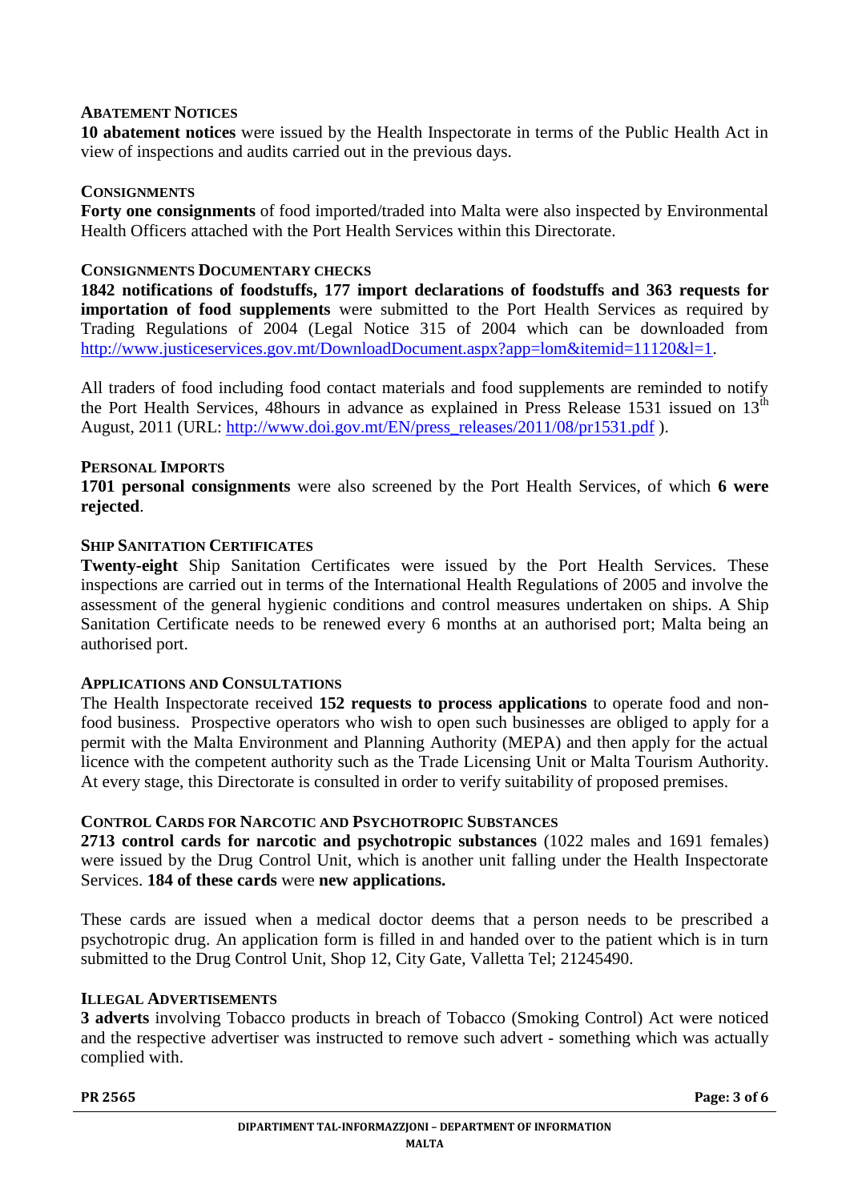### Abatement Notices

**10 abatement notices** were issued by the Health Inspectorate in terms of the Public Health Act in view of inspections and audits carried out in the previous days.

### Consignments

**Forty one consignments** of food imported/traded into Malta were also inspected by Environmental Health Officers attached with the Port Health Services within this Directorate.

### Consignments Documentary Checks

**1842 notifications of foodstuffs, 177 import declarations of foodstuffs and 363 requests for importation of food supplements** were submitted to the Port Health Services as required by Trading Regulations of 2004 (Legal Notice 315 of 2004 which can be downloaded from http://www.justiceservices.gov.mt/DownloadDocument.aspx?app=lom&itemid=11120&l=1.

All traders of food including food contact materials and food supplements are reminded to notify the Port Health Services, 48hours in advance as explained in Press Release 1531 issued on 13th August, 2011 (URL: http://www.doi.gov.mt/EN/press_releases/2011/08/pr1531.pdf ).

### Personal Imports

**1701 personal consignments** were also screened by the Port Health Services, of which **6 were rejected**.

### Ship Sanitation Certificates

**Twenty-eight** Ship Sanitation Certificates were issued by the Port Health Services. These inspections are carried out in terms of the International Health Regulations of 2005 and involve the assessment of the general hygienic conditions and control measures undertaken on ships. A Ship Sanitation Certificate needs to be renewed every 6 months at an authorised port; Malta being an authorised port.

### Applications and Consultations

The Health Inspectorate received **152 requests to process applications** to operate food and non-food business. Prospective operators who wish to open such businesses are obliged to apply for a permit with the Malta Environment and Planning Authority (MEPA) and then apply for the actual licence with the competent authority such as the Trade Licensing Unit or Malta Tourism Authority. At every stage, this Directorate is consulted in order to verify suitability of proposed premises.

### Control Cards for Narcotic and Psychotropic Substances

**2713 control cards for narcotic and psychotropic substances** (1022 males and 1691 females) were issued by the Drug Control Unit, which is another unit falling under the Health Inspectorate Services. **184 of these cards** were **new applications.**

These cards are issued when a medical doctor deems that a person needs to be prescribed a psychotropic drug. An application form is filled in and handed over to the patient which is in turn submitted to the Drug Control Unit, Shop 12, City Gate, Valletta Tel; 21245490.

### Illegal Advertisements

**3 adverts** involving Tobacco products in breach of Tobacco (Smoking Control) Act were noticed and the respective advertiser was instructed to remove such advert - something which was actually complied with.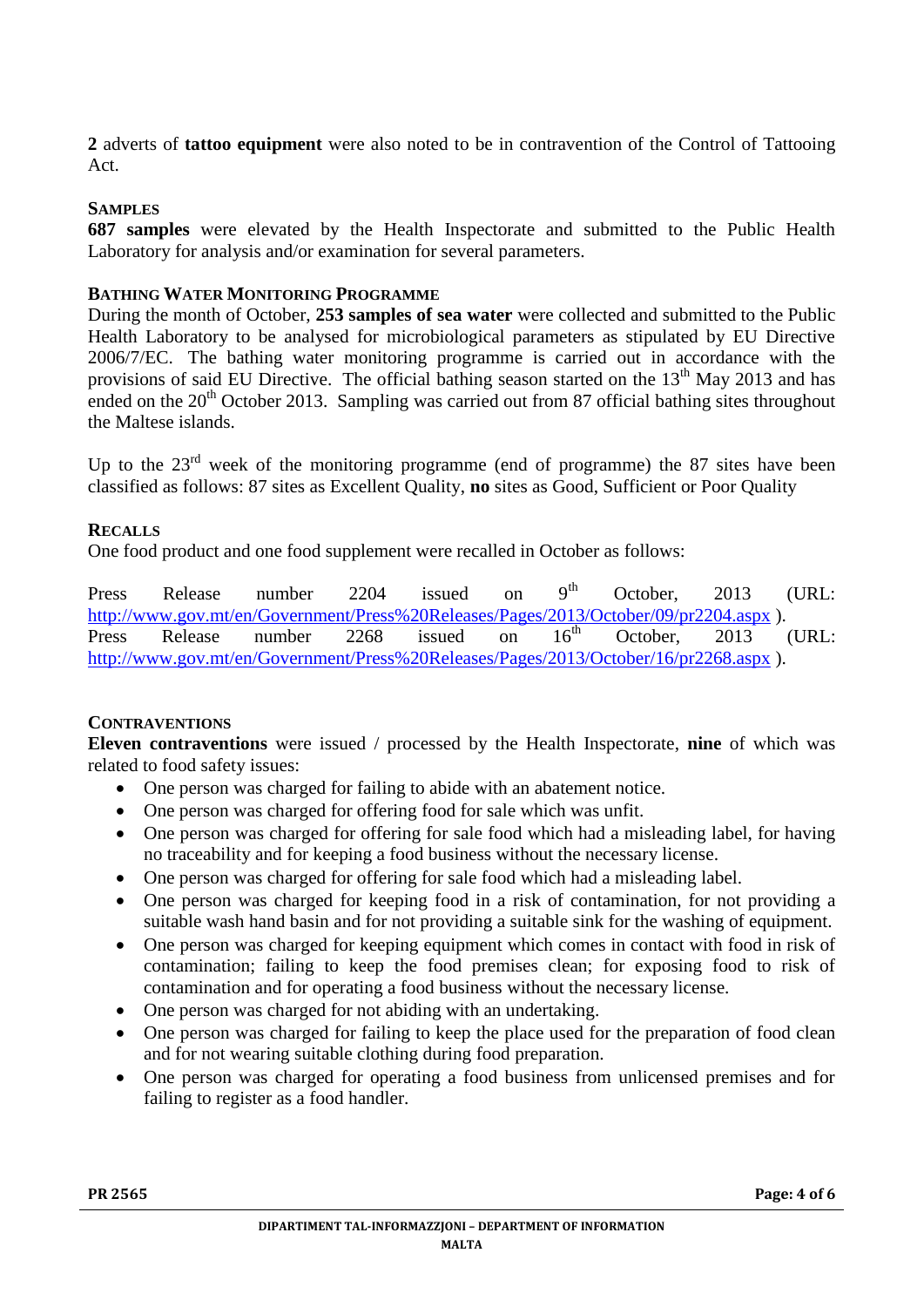**2** adverts of **tattoo equipment** were also noted to be in contravention of the Control of Tattooing Act.

### Samples

**687 samples** were elevated by the Health Inspectorate and submitted to the Public Health Laboratory for analysis and/or examination for several parameters.

### Bathing Water Monitoring Programme

During the month of October, **253 samples of sea water** were collected and submitted to the Public Health Laboratory to be analysed for microbiological parameters as stipulated by EU Directive 2006/7/EC. The bathing water monitoring programme is carried out in accordance with the provisions of said EU Directive. The official bathing season started on the 13th May 2013 and has ended on the 20th October 2013. Sampling was carried out from 87 official bathing sites throughout the Maltese islands.

Up to the 23rd week of the monitoring programme (end of programme) the 87 sites have been classified as follows: 87 sites as Excellent Quality, **no** sites as Good, Sufficient or Poor Quality

### Recalls

One food product and one food supplement were recalled in October as follows:

Press Release number 2204 issued on 9th October, 2013 (URL: http://www.gov.mt/en/Government/Press%20Releases/Pages/2013/October/09/pr2204.aspx ).
Press Release number 2268 issued on 16th October, 2013 (URL: http://www.gov.mt/en/Government/Press%20Releases/Pages/2013/October/16/pr2268.aspx ).

### Contraventions

**Eleven contraventions** were issued / processed by the Health Inspectorate, **nine** of which was related to food safety issues:

- One person was charged for failing to abide with an abatement notice.
- One person was charged for offering food for sale which was unfit.
- One person was charged for offering for sale food which had a misleading label, for having no traceability and for keeping a food business without the necessary license.
- One person was charged for offering for sale food which had a misleading label.
- One person was charged for keeping food in a risk of contamination, for not providing a suitable wash hand basin and for not providing a suitable sink for the washing of equipment.
- One person was charged for keeping equipment which comes in contact with food in risk of contamination; failing to keep the food premises clean; for exposing food to risk of contamination and for operating a food business without the necessary license.
- One person was charged for not abiding with an undertaking.
- One person was charged for failing to keep the place used for the preparation of food clean and for not wearing suitable clothing during food preparation.
- One person was charged for operating a food business from unlicensed premises and for failing to register as a food handler.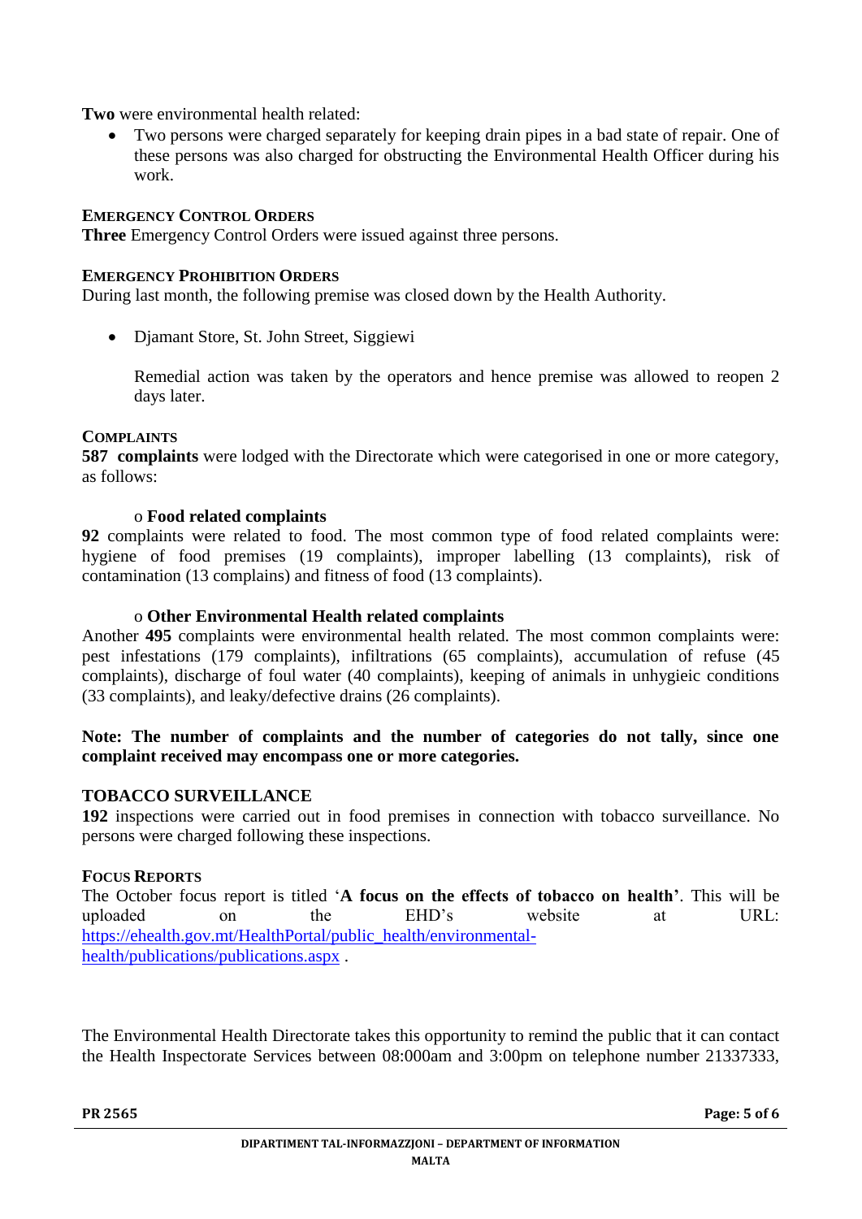**Two** were environmental health related:

- Two persons were charged separately for keeping drain pipes in a bad state of repair. One of these persons was also charged for obstructing the Environmental Health Officer during his work.

#### EMERGENCY CONTROL ORDERS

**Three** Emergency Control Orders were issued against three persons.

#### EMERGENCY PROHIBITION ORDERS

During last month, the following premise was closed down by the Health Authority.

- Djamant Store, St. John Street, Siggiewi

  Remedial action was taken by the operators and hence premise was allowed to reopen 2 days later.

#### COMPLAINTS

**587 complaints** were lodged with the Directorate which were categorised in one or more category, as follows:

o **Food related complaints**

**92** complaints were related to food. The most common type of food related complaints were: hygiene of food premises (19 complaints), improper labelling (13 complaints), risk of contamination (13 complains) and fitness of food (13 complaints).

o **Other Environmental Health related complaints**

Another **495** complaints were environmental health related. The most common complaints were: pest infestations (179 complaints), infiltrations (65 complaints), accumulation of refuse (45 complaints), discharge of foul water (40 complaints), keeping of animals in unhygieic conditions (33 complaints), and leaky/defective drains (26 complaints).

**Note: The number of complaints and the number of categories do not tally, since one complaint received may encompass one or more categories.**

#### TOBACCO SURVEILLANCE

**192** inspections were carried out in food premises in connection with tobacco surveillance. No persons were charged following these inspections.

#### FOCUS REPORTS

The October focus report is titled '**A focus on the effects of tobacco on health'**. This will be uploaded on the EHD's website at URL: [https://ehealth.gov.mt/HealthPortal/public_health/environmental-health/publications/publications.aspx](https://ehealth.gov.mt/HealthPortal/public_health/environmental-health/publications/publications.aspx) .

The Environmental Health Directorate takes this opportunity to remind the public that it can contact the Health Inspectorate Services between 08:000am and 3:00pm on telephone number 21337333,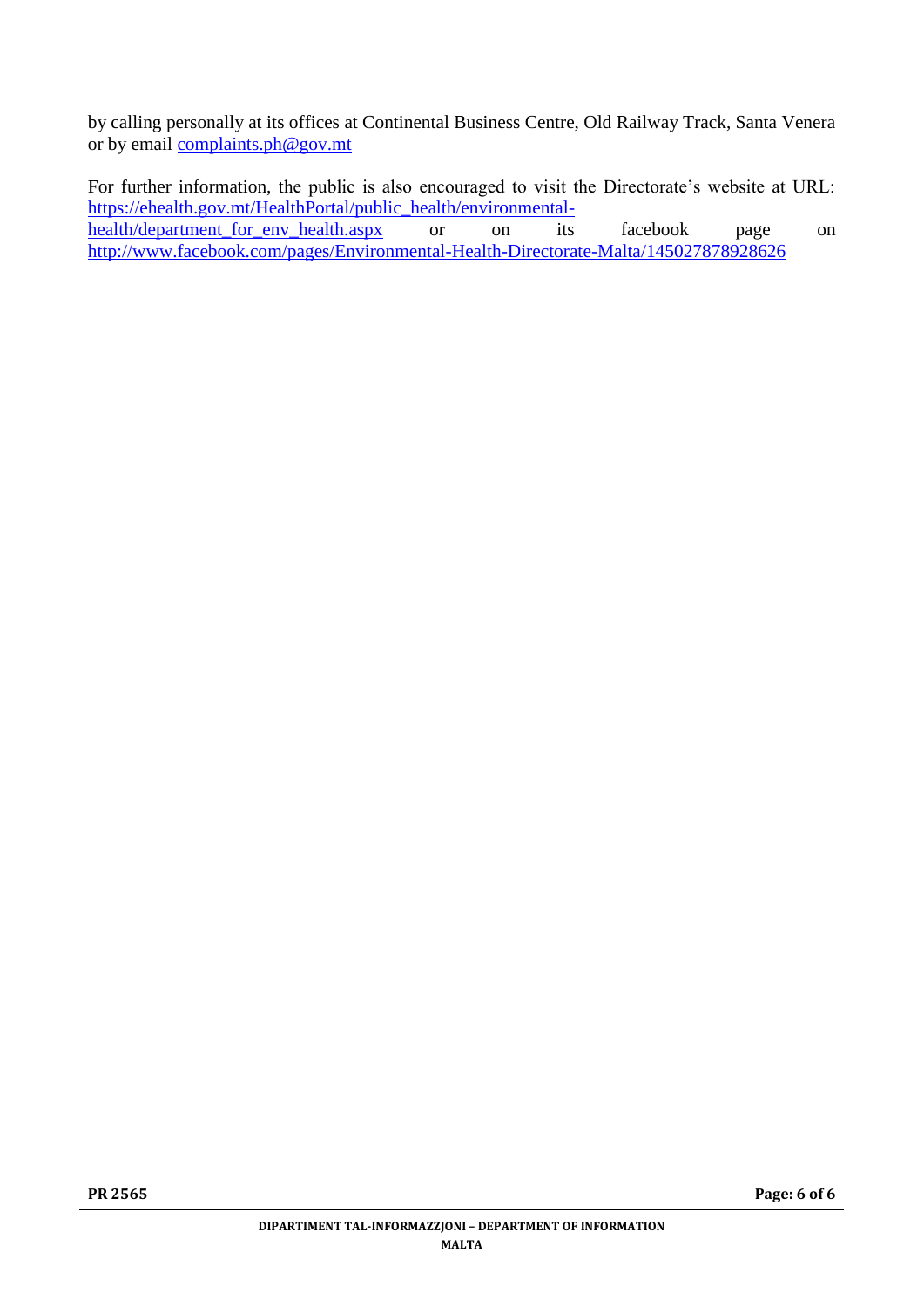by calling personally at its offices at Continental Business Centre, Old Railway Track, Santa Venera or by email complaints.ph@gov.mt

For further information, the public is also encouraged to visit the Directorate's website at URL: https://ehealth.gov.mt/HealthPortal/public_health/environmental-health/department_for_env_health.aspx or on its facebook page on http://www.facebook.com/pages/Environmental-Health-Directorate-Malta/145027878928626